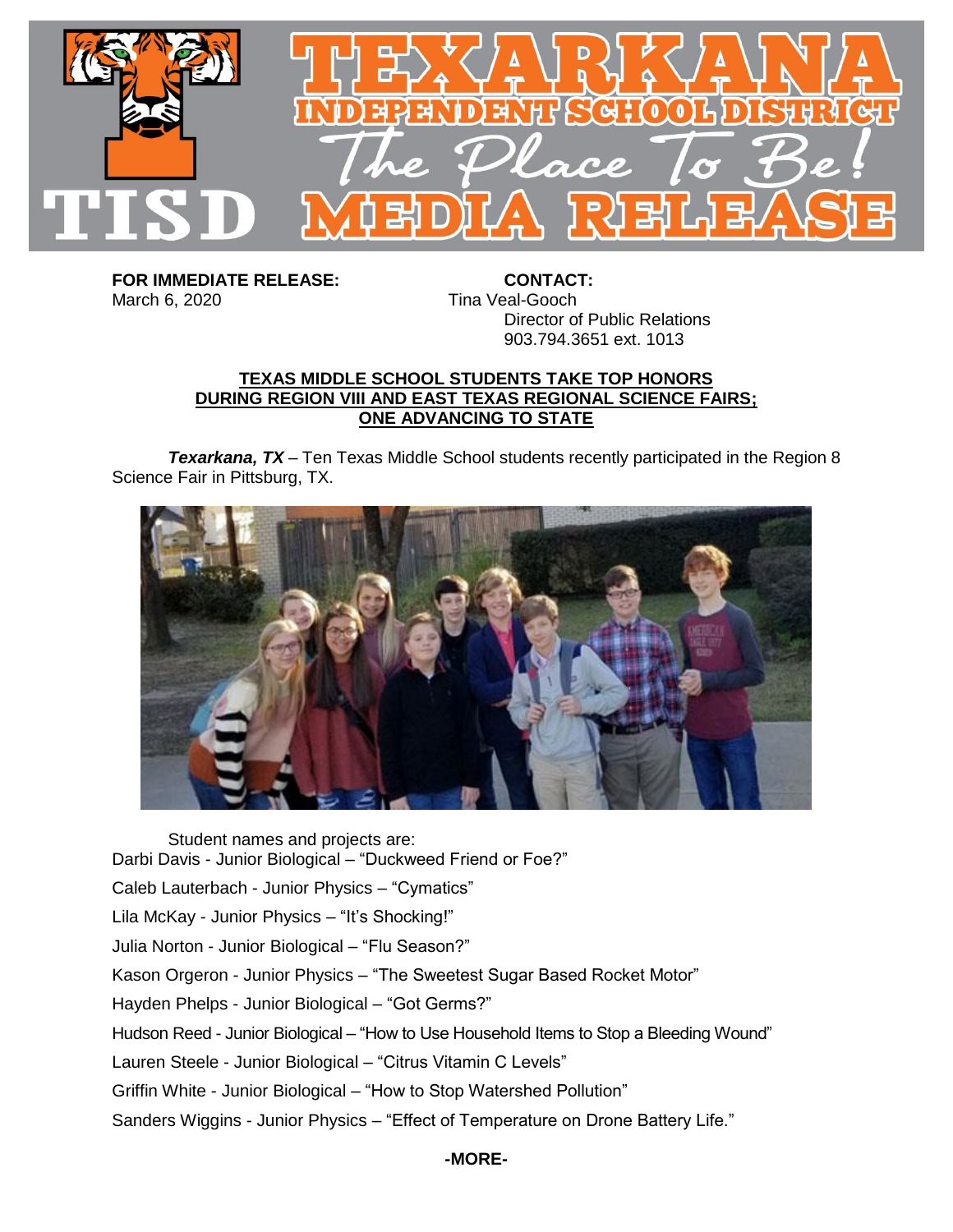# TEXARKANA INDEPENDENT SCHOOL DISTRICT

*The Place To Be!*

## TISD MEDIA RELEASE

**FOR IMMEDIATE RELEASE:**
March 6, 2020

**CONTACT:**
Tina Veal-Gooch
Director of Public Relations
903.794.3651 ext. 1013

**TEXAS MIDDLE SCHOOL STUDENTS TAKE TOP HONORS DURING REGION VIII AND EAST TEXAS REGIONAL SCIENCE FAIRS; ONE ADVANCING TO STATE**

***Texarkana, TX*** – Ten Texas Middle School students recently participated in the Region 8 Science Fair in Pittsburg, TX.

Student names and projects are:

Darbi Davis - Junior Biological – "Duckweed Friend or Foe?"

Caleb Lauterbach - Junior Physics – "Cymatics"

Lila McKay - Junior Physics – "It's Shocking!"

Julia Norton - Junior Biological – "Flu Season?"

Kason Orgeron - Junior Physics – "The Sweetest Sugar Based Rocket Motor"

Hayden Phelps - Junior Biological – "Got Germs?"

Hudson Reed - Junior Biological – "How to Use Household Items to Stop a Bleeding Wound"

Lauren Steele - Junior Biological – "Citrus Vitamin C Levels"

Griffin White - Junior Biological – "How to Stop Watershed Pollution"

Sanders Wiggins - Junior Physics – "Effect of Temperature on Drone Battery Life."

**-MORE-**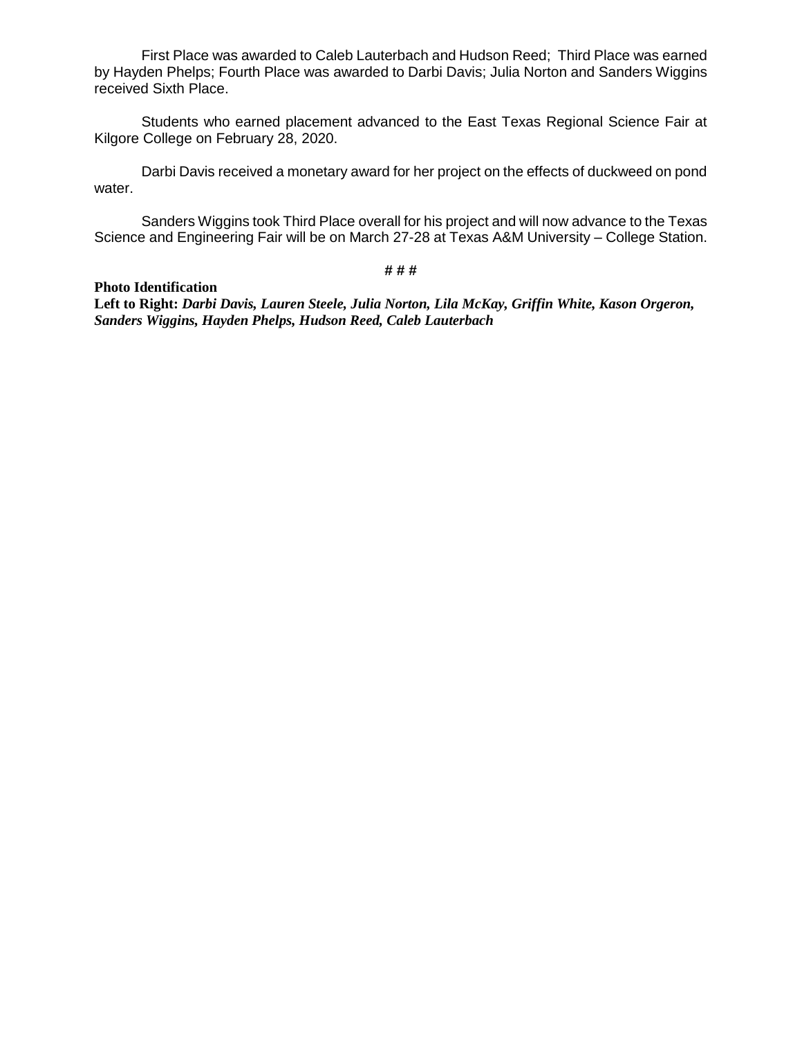First Place was awarded to Caleb Lauterbach and Hudson Reed; Third Place was earned by Hayden Phelps; Fourth Place was awarded to Darbi Davis; Julia Norton and Sanders Wiggins received Sixth Place.

Students who earned placement advanced to the East Texas Regional Science Fair at Kilgore College on February 28, 2020.

Darbi Davis received a monetary award for her project on the effects of duckweed on pond water.

Sanders Wiggins took Third Place overall for his project and will now advance to the Texas Science and Engineering Fair will be on March 27-28 at Texas A&M University – College Station.

# # #

**Photo Identification**

**Left to Right:** ***Darbi Davis, Lauren Steele, Julia Norton, Lila McKay, Griffin White, Kason Orgeron, Sanders Wiggins, Hayden Phelps, Hudson Reed, Caleb Lauterbach***